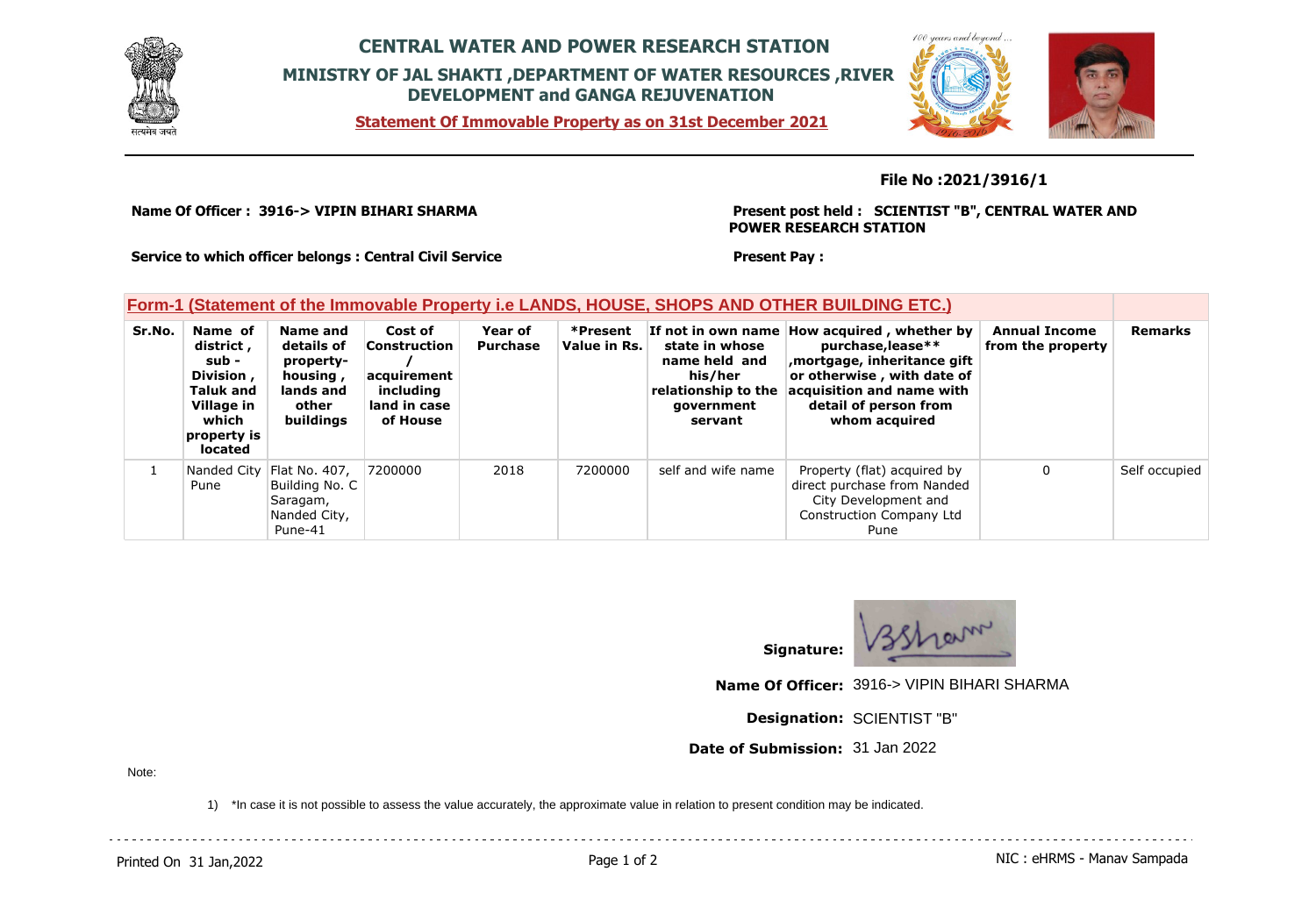# CENTRAL WATER AND POWER RESEARCH STATION

## MINISTRY OF JAL SHAKTI ,DEPARTMENT OF WATER RESOURCES ,RIVER DEVELOPMENT and GANGA REJUVENATION

**Statement Of Immovable Property as on 31st December 2021**

**File No :2021/3916/1**

**Name Of Officer :** 3916-> VIPIN BIHARI SHARMA

**Present post held :** SCIENTIST "B", CENTRAL WATER AND POWER RESEARCH STATION

**Service to which officer belongs :** Central Civil Service

**Present Pay :**

### Form-1 (Statement of the Immovable Property i.e LANDS, HOUSE, SHOPS AND OTHER BUILDING ETC.)

| Sr.No. | Name of district , sub - Division , Taluk and Village in which property is located | Name and details of property- housing , lands and other buildings | Cost of Construction / acquirement including land in case of House | Year of Purchase | *Present Value in Rs. | If not in own name state in whose name held and his/her relationship to the government servant | How acquired , whether by purchase,lease** ,mortgage, inheritance gift or otherwise , with date of acquisition and name with detail of person from whom acquired | Annual Income from the property | Remarks |
|---|---|---|---|---|---|---|---|---|---|
| 1 | Nanded City Pune | Flat No. 407, Building No. C Saragam, Nanded City, Pune-41 | 7200000 | 2018 | 7200000 | self and wife name | Property (flat) acquired by direct purchase from Nanded City Development and Construction Company Ltd Pune | 0 | Self occupied |

**Signature:** Bsharm

**Name Of Officer:** 3916-> VIPIN BIHARI SHARMA

**Designation:** SCIENTIST "B"

**Date of Submission:** 31 Jan 2022

Note:

1) *In case it is not possible to assess the value accurately, the approximate value in relation to present condition may be indicated.

Printed On 31 Jan,2022

NIC : eHRMS - Manav Sampada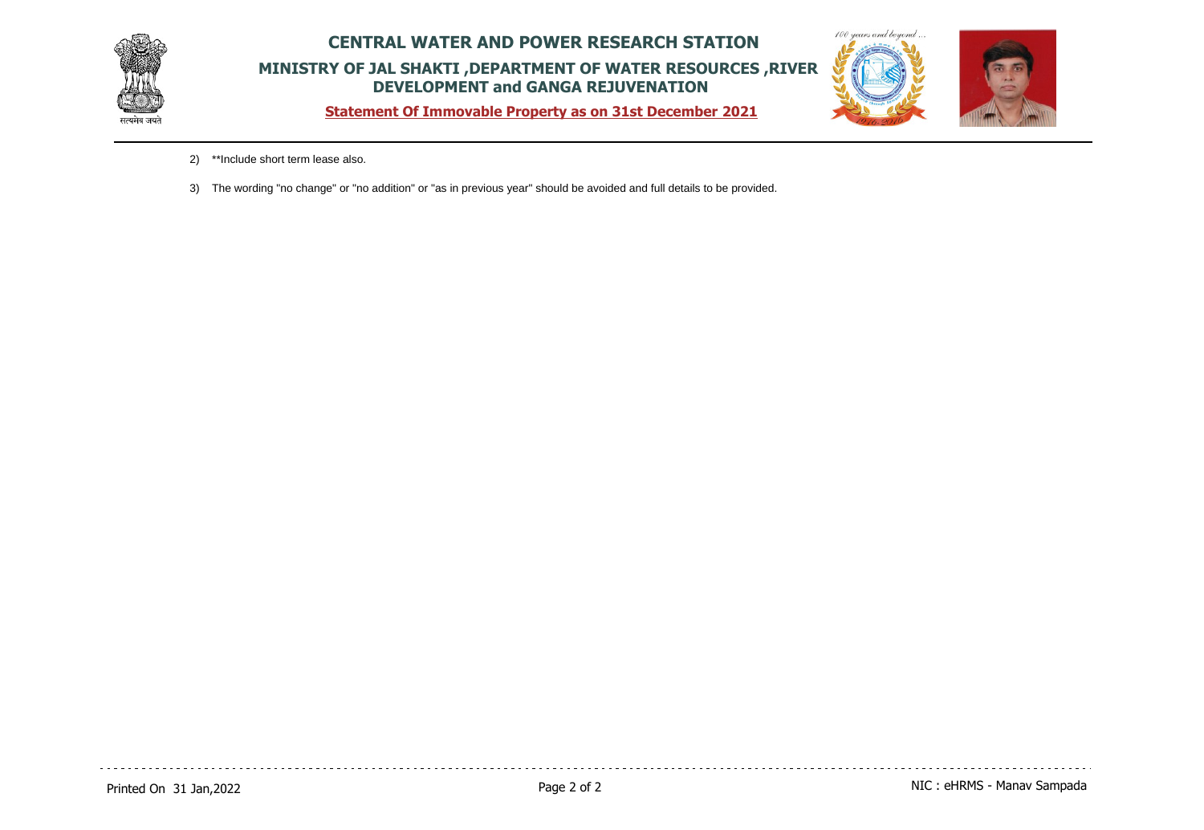# CENTRAL WATER AND POWER RESEARCH STATION

## MINISTRY OF JAL SHAKTI ,DEPARTMENT OF WATER RESOURCES ,RIVER DEVELOPMENT and GANGA REJUVENATION

**Statement Of Immovable Property as on 31st December 2021**

2) **Include short term lease also.

3) The wording "no change" or "no addition" or "as in previous year" should be avoided and full details to be provided.